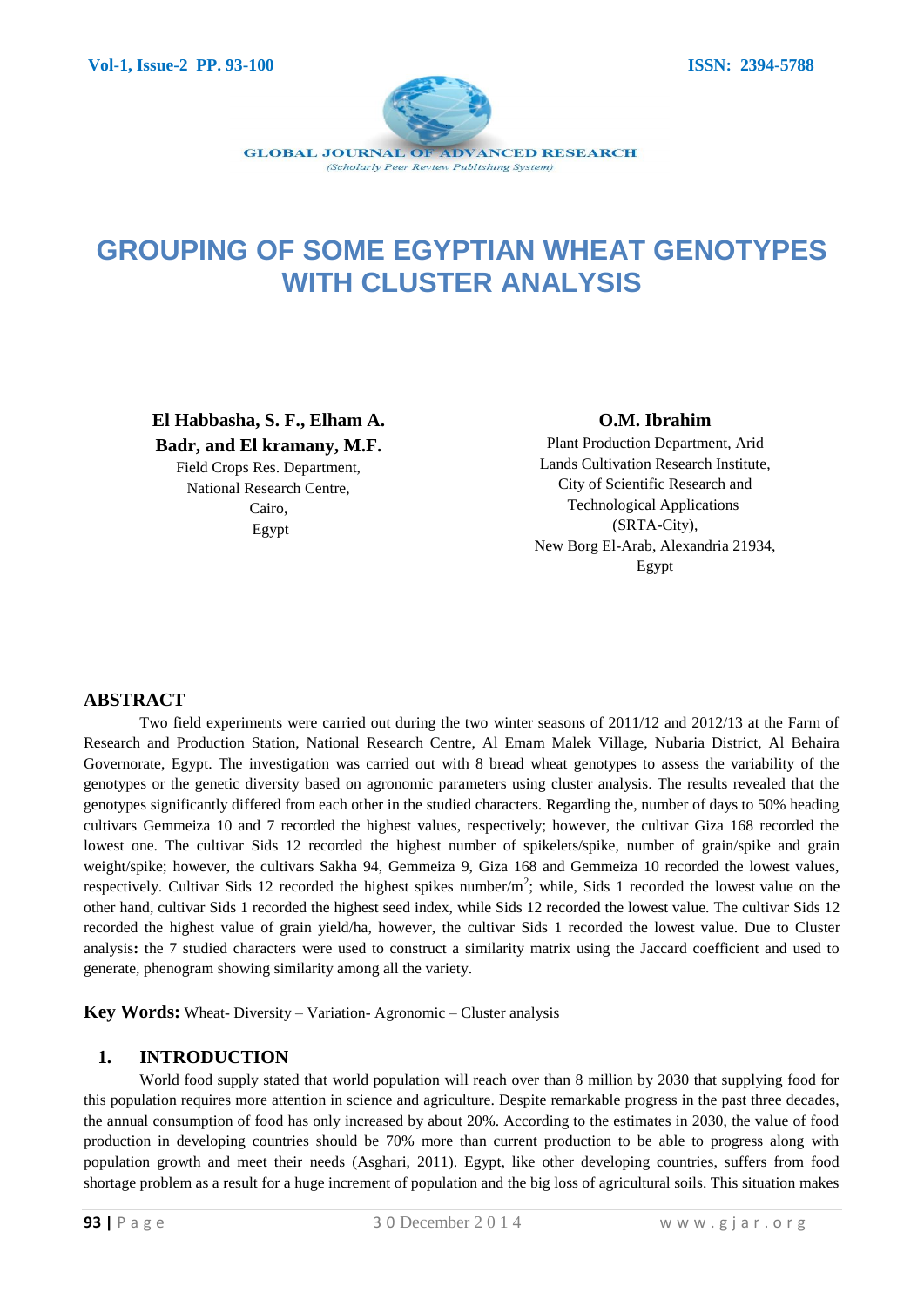# GROUPING OF SOME EGYPTIAN WHEAT GENOTYPES WITH CLUSTER ANALYSIS

**El Habbasha, S. F., Elham A. Badr, and El kramany, M.F.**
Field Crops Res. Department,
National Research Centre,
Cairo,
Egypt

**O.M. Ibrahim**
Plant Production Department, Arid Lands Cultivation Research Institute,
City of Scientific Research and Technological Applications (SRTA-City),
New Borg El-Arab, Alexandria 21934,
Egypt

## ABSTRACT

Two field experiments were carried out during the two winter seasons of 2011/12 and 2012/13 at the Farm of Research and Production Station, National Research Centre, Al Emam Malek Village, Nubaria District, Al Behaira Governorate, Egypt. The investigation was carried out with 8 bread wheat genotypes to assess the variability of the genotypes or the genetic diversity based on agronomic parameters using cluster analysis. The results revealed that the genotypes significantly differed from each other in the studied characters. Regarding the, number of days to 50% heading cultivars Gemmeiza 10 and 7 recorded the highest values, respectively; however, the cultivar Giza 168 recorded the lowest one. The cultivar Sids 12 recorded the highest number of spikelets/spike, number of grain/spike and grain weight/spike; however, the cultivars Sakha 94, Gemmeiza 9, Giza 168 and Gemmeiza 10 recorded the lowest values, respectively. Cultivar Sids 12 recorded the highest spikes number/m$^2$; while, Sids 1 recorded the lowest value on the other hand, cultivar Sids 1 recorded the highest seed index, while Sids 12 recorded the lowest value. The cultivar Sids 12 recorded the highest value of grain yield/ha, however, the cultivar Sids 1 recorded the lowest value. Due to Cluster analysis**:** the 7 studied characters were used to construct a similarity matrix using the Jaccard coefficient and used to generate, phenogram showing similarity among all the variety.

**Key Words:** Wheat- Diversity – Variation- Agronomic – Cluster analysis

## 1. INTRODUCTION

World food supply stated that world population will reach over than 8 million by 2030 that supplying food for this population requires more attention in science and agriculture. Despite remarkable progress in the past three decades, the annual consumption of food has only increased by about 20%. According to the estimates in 2030, the value of food production in developing countries should be 70% more than current production to be able to progress along with population growth and meet their needs (Asghari, 2011). Egypt, like other developing countries, suffers from food shortage problem as a result for a huge increment of population and the big loss of agricultural soils. This situation makes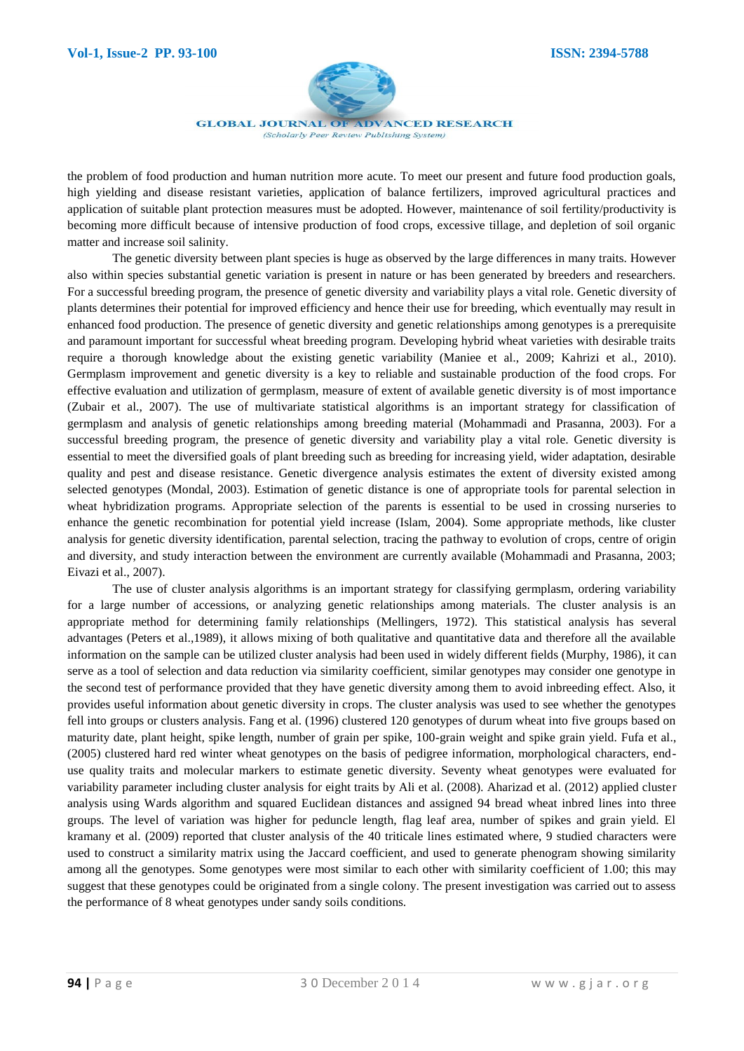the problem of food production and human nutrition more acute. To meet our present and future food production goals, high yielding and disease resistant varieties, application of balance fertilizers, improved agricultural practices and application of suitable plant protection measures must be adopted. However, maintenance of soil fertility/productivity is becoming more difficult because of intensive production of food crops, excessive tillage, and depletion of soil organic matter and increase soil salinity.

The genetic diversity between plant species is huge as observed by the large differences in many traits. However also within species substantial genetic variation is present in nature or has been generated by breeders and researchers. For a successful breeding program, the presence of genetic diversity and variability plays a vital role. Genetic diversity of plants determines their potential for improved efficiency and hence their use for breeding, which eventually may result in enhanced food production. The presence of genetic diversity and genetic relationships among genotypes is a prerequisite and paramount important for successful wheat breeding program. Developing hybrid wheat varieties with desirable traits require a thorough knowledge about the existing genetic variability (Maniee et al., 2009; Kahrizi et al., 2010). Germplasm improvement and genetic diversity is a key to reliable and sustainable production of the food crops. For effective evaluation and utilization of germplasm, measure of extent of available genetic diversity is of most importance (Zubair et al., 2007). The use of multivariate statistical algorithms is an important strategy for classification of germplasm and analysis of genetic relationships among breeding material (Mohammadi and Prasanna, 2003). For a successful breeding program, the presence of genetic diversity and variability play a vital role. Genetic diversity is essential to meet the diversified goals of plant breeding such as breeding for increasing yield, wider adaptation, desirable quality and pest and disease resistance. Genetic divergence analysis estimates the extent of diversity existed among selected genotypes (Mondal, 2003). Estimation of genetic distance is one of appropriate tools for parental selection in wheat hybridization programs. Appropriate selection of the parents is essential to be used in crossing nurseries to enhance the genetic recombination for potential yield increase (Islam, 2004). Some appropriate methods, like cluster analysis for genetic diversity identification, parental selection, tracing the pathway to evolution of crops, centre of origin and diversity, and study interaction between the environment are currently available (Mohammadi and Prasanna, 2003; Eivazi et al., 2007).

The use of cluster analysis algorithms is an important strategy for classifying germplasm, ordering variability for a large number of accessions, or analyzing genetic relationships among materials. The cluster analysis is an appropriate method for determining family relationships (Mellingers, 1972). This statistical analysis has several advantages (Peters et al.,1989), it allows mixing of both qualitative and quantitative data and therefore all the available information on the sample can be utilized cluster analysis had been used in widely different fields (Murphy, 1986), it can serve as a tool of selection and data reduction via similarity coefficient, similar genotypes may consider one genotype in the second test of performance provided that they have genetic diversity among them to avoid inbreeding effect. Also, it provides useful information about genetic diversity in crops. The cluster analysis was used to see whether the genotypes fell into groups or clusters analysis. Fang et al. (1996) clustered 120 genotypes of durum wheat into five groups based on maturity date, plant height, spike length, number of grain per spike, 100-grain weight and spike grain yield. Fufa et al., (2005) clustered hard red winter wheat genotypes on the basis of pedigree information, morphological characters, end-use quality traits and molecular markers to estimate genetic diversity. Seventy wheat genotypes were evaluated for variability parameter including cluster analysis for eight traits by Ali et al. (2008). Aharizad et al. (2012) applied cluster analysis using Wards algorithm and squared Euclidean distances and assigned 94 bread wheat inbred lines into three groups. The level of variation was higher for peduncle length, flag leaf area, number of spikes and grain yield. El kramany et al. (2009) reported that cluster analysis of the 40 triticale lines estimated where, 9 studied characters were used to construct a similarity matrix using the Jaccard coefficient, and used to generate phenogram showing similarity among all the genotypes. Some genotypes were most similar to each other with similarity coefficient of 1.00; this may suggest that these genotypes could be originated from a single colony. The present investigation was carried out to assess the performance of 8 wheat genotypes under sandy soils conditions.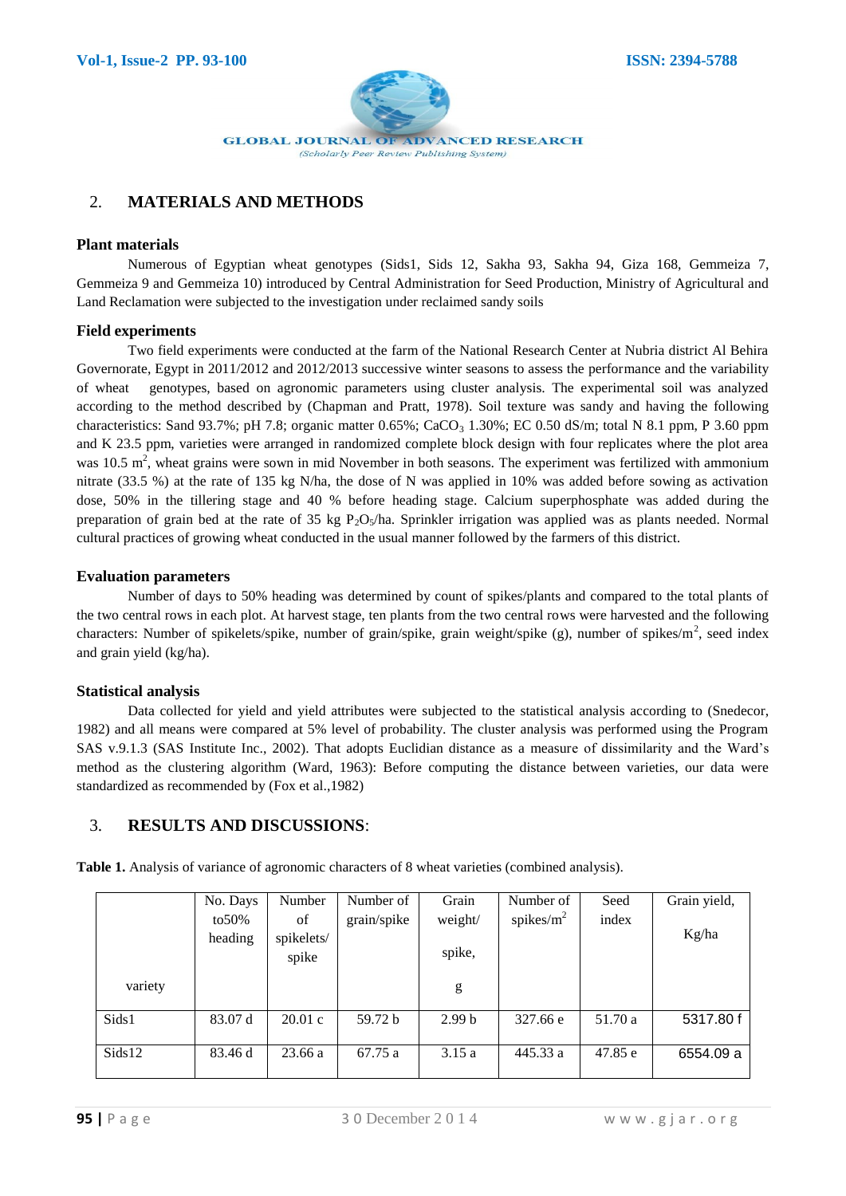## 2. MATERIALS AND METHODS

### Plant materials

Numerous of Egyptian wheat genotypes (Sids1, Sids 12, Sakha 93, Sakha 94, Giza 168, Gemmeiza 7, Gemmeiza 9 and Gemmeiza 10) introduced by Central Administration for Seed Production, Ministry of Agricultural and Land Reclamation were subjected to the investigation under reclaimed sandy soils

### Field experiments

Two field experiments were conducted at the farm of the National Research Center at Nubria district Al Behira Governorate, Egypt in 2011/2012 and 2012/2013 successive winter seasons to assess the performance and the variability of wheat genotypes, based on agronomic parameters using cluster analysis. The experimental soil was analyzed according to the method described by (Chapman and Pratt, 1978). Soil texture was sandy and having the following characteristics: Sand 93.7%; pH 7.8; organic matter 0.65%; $CaCO_3$ 1.30%; EC 0.50 dS/m; total N 8.1 ppm, P 3.60 ppm and K 23.5 ppm, varieties were arranged in randomized complete block design with four replicates where the plot area was 10.5 $m^2$, wheat grains were sown in mid November in both seasons. The experiment was fertilized with ammonium nitrate (33.5 %) at the rate of 135 kg N/ha, the dose of N was applied in 10% was added before sowing as activation dose, 50% in the tillering stage and 40 % before heading stage. Calcium superphosphate was added during the preparation of grain bed at the rate of 35 kg $P_2O_5$/ha. Sprinkler irrigation was applied was as plants needed. Normal cultural practices of growing wheat conducted in the usual manner followed by the farmers of this district.

### Evaluation parameters

Number of days to 50% heading was determined by count of spikes/plants and compared to the total plants of the two central rows in each plot. At harvest stage, ten plants from the two central rows were harvested and the following characters: Number of spikelets/spike, number of grain/spike, grain weight/spike (g), number of spikes/$m^2$, seed index and grain yield (kg/ha).

### Statistical analysis

Data collected for yield and yield attributes were subjected to the statistical analysis according to (Snedecor, 1982) and all means were compared at 5% level of probability. The cluster analysis was performed using the Program SAS v.9.1.3 (SAS Institute Inc., 2002). That adopts Euclidian distance as a measure of dissimilarity and the Ward's method as the clustering algorithm (Ward, 1963): Before computing the distance between varieties, our data were standardized as recommended by (Fox et al.,1982)

## 3. RESULTS AND DISCUSSIONS:

**Table 1.** Analysis of variance of agronomic characters of 8 wheat varieties (combined analysis).

| variety | No. Days to50% heading | Number of spikelets/ spike | Number of grain/spike | Grain weight/ spike, g | Number of spikes/$m^2$ | Seed index | Grain yield, Kg/ha |
|---|---|---|---|---|---|---|---|
| Sids1 | 83.07 d | 20.01 c | 59.72 b | 2.99 b | 327.66 e | 51.70 a | 5317.80 f |
| Sids12 | 83.46 d | 23.66 a | 67.75 a | 3.15 a | 445.33 a | 47.85 e | 6554.09 a |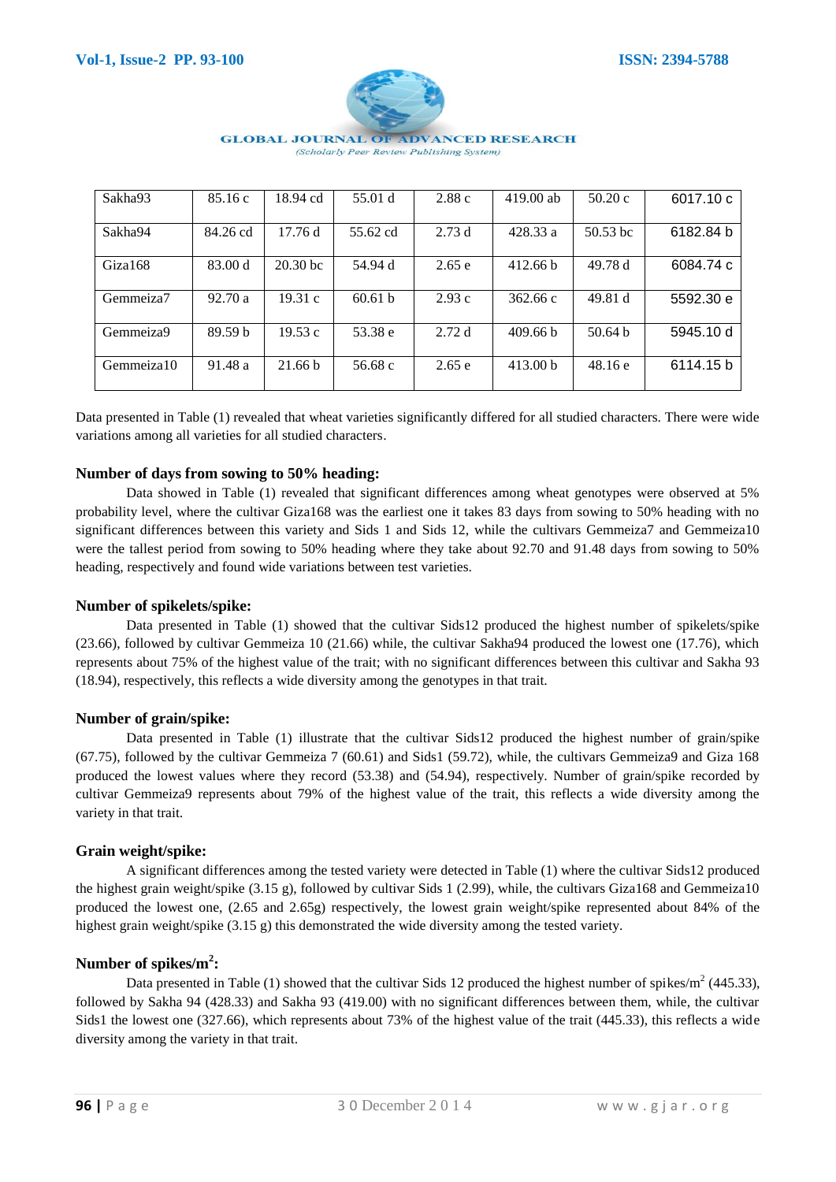| | | | | | | | |
|---|---|---|---|---|---|---|---|
| Sakha93 | 85.16 c | 18.94 cd | 55.01 d | 2.88 c | 419.00 ab | 50.20 c | 6017.10 c |
| Sakha94 | 84.26 cd | 17.76 d | 55.62 cd | 2.73 d | 428.33 a | 50.53 bc | 6182.84 b |
| Giza168 | 83.00 d | 20.30 bc | 54.94 d | 2.65 e | 412.66 b | 49.78 d | 6084.74 c |
| Gemmeiza7 | 92.70 a | 19.31 c | 60.61 b | 2.93 c | 362.66 c | 49.81 d | 5592.30 e |
| Gemmeiza9 | 89.59 b | 19.53 c | 53.38 e | 2.72 d | 409.66 b | 50.64 b | 5945.10 d |
| Gemmeiza10 | 91.48 a | 21.66 b | 56.68 c | 2.65 e | 413.00 b | 48.16 e | 6114.15 b |

Data presented in Table (1) revealed that wheat varieties significantly differed for all studied characters. There were wide variations among all varieties for all studied characters.

### Number of days from sowing to 50% heading:

Data showed in Table (1) revealed that significant differences among wheat genotypes were observed at 5% probability level, where the cultivar Giza168 was the earliest one it takes 83 days from sowing to 50% heading with no significant differences between this variety and Sids 1 and Sids 12, while the cultivars Gemmeiza7 and Gemmeiza10 were the tallest period from sowing to 50% heading where they take about 92.70 and 91.48 days from sowing to 50% heading, respectively and found wide variations between test varieties.

### Number of spikelets/spike:

Data presented in Table (1) showed that the cultivar Sids12 produced the highest number of spikelets/spike (23.66), followed by cultivar Gemmeiza 10 (21.66) while, the cultivar Sakha94 produced the lowest one (17.76), which represents about 75% of the highest value of the trait; with no significant differences between this cultivar and Sakha 93 (18.94), respectively, this reflects a wide diversity among the genotypes in that trait.

### Number of grain/spike:

Data presented in Table (1) illustrate that the cultivar Sids12 produced the highest number of grain/spike (67.75), followed by the cultivar Gemmeiza 7 (60.61) and Sids1 (59.72), while, the cultivars Gemmeiza9 and Giza 168 produced the lowest values where they record (53.38) and (54.94), respectively. Number of grain/spike recorded by cultivar Gemmeiza9 represents about 79% of the highest value of the trait, this reflects a wide diversity among the variety in that trait.

### Grain weight/spike:

A significant differences among the tested variety were detected in Table (1) where the cultivar Sids12 produced the highest grain weight/spike (3.15 g), followed by cultivar Sids 1 (2.99), while, the cultivars Giza168 and Gemmeiza10 produced the lowest one, (2.65 and 2.65g) respectively, the lowest grain weight/spike represented about 84% of the highest grain weight/spike (3.15 g) this demonstrated the wide diversity among the tested variety.

### Number of spikes/m$^2$:

Data presented in Table (1) showed that the cultivar Sids 12 produced the highest number of spikes/m$^2$ (445.33), followed by Sakha 94 (428.33) and Sakha 93 (419.00) with no significant differences between them, while, the cultivar Sids1 the lowest one (327.66), which represents about 73% of the highest value of the trait (445.33), this reflects a wide diversity among the variety in that trait.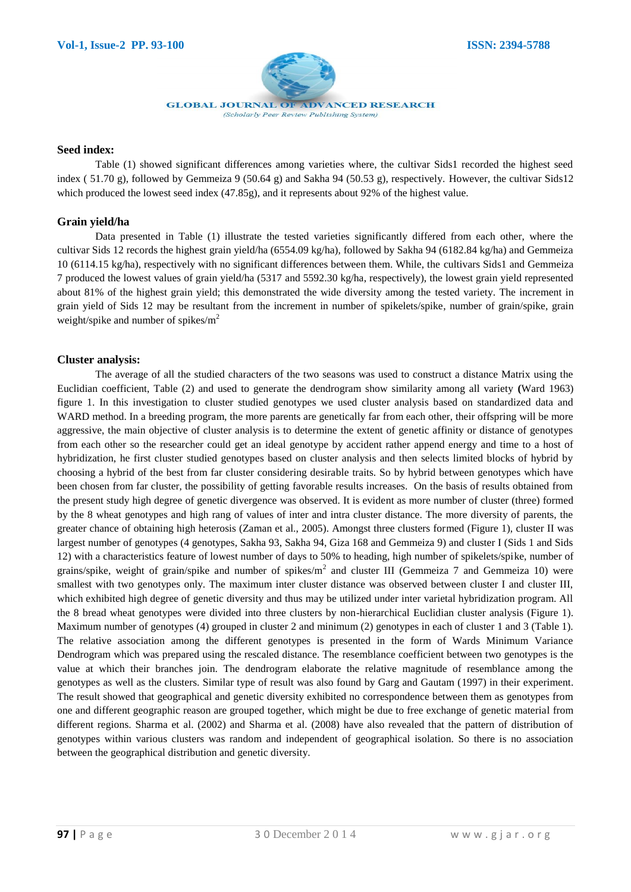### Seed index:

Table (1) showed significant differences among varieties where, the cultivar Sids1 recorded the highest seed index ( 51.70 g), followed by Gemmeiza 9 (50.64 g) and Sakha 94 (50.53 g), respectively. However, the cultivar Sids12 which produced the lowest seed index (47.85g), and it represents about 92% of the highest value.

### Grain yield/ha

Data presented in Table (1) illustrate the tested varieties significantly differed from each other, where the cultivar Sids 12 records the highest grain yield/ha (6554.09 kg/ha), followed by Sakha 94 (6182.84 kg/ha) and Gemmeiza 10 (6114.15 kg/ha), respectively with no significant differences between them. While, the cultivars Sids1 and Gemmeiza 7 produced the lowest values of grain yield/ha (5317 and 5592.30 kg/ha, respectively), the lowest grain yield represented about 81% of the highest grain yield; this demonstrated the wide diversity among the tested variety. The increment in grain yield of Sids 12 may be resultant from the increment in number of spikelets/spike, number of grain/spike, grain weight/spike and number of spikes/m$^2$

### Cluster analysis:

The average of all the studied characters of the two seasons was used to construct a distance Matrix using the Euclidian coefficient, Table (2) and used to generate the dendrogram show similarity among all variety **(**Ward 1963) figure 1. In this investigation to cluster studied genotypes we used cluster analysis based on standardized data and WARD method. In a breeding program, the more parents are genetically far from each other, their offspring will be more aggressive, the main objective of cluster analysis is to determine the extent of genetic affinity or distance of genotypes from each other so the researcher could get an ideal genotype by accident rather append energy and time to a host of hybridization, he first cluster studied genotypes based on cluster analysis and then selects limited blocks of hybrid by choosing a hybrid of the best from far cluster considering desirable traits. So by hybrid between genotypes which have been chosen from far cluster, the possibility of getting favorable results increases. On the basis of results obtained from the present study high degree of genetic divergence was observed. It is evident as more number of cluster (three) formed by the 8 wheat genotypes and high rang of values of inter and intra cluster distance. The more diversity of parents, the greater chance of obtaining high heterosis (Zaman et al., 2005). Amongst three clusters formed (Figure 1), cluster II was largest number of genotypes (4 genotypes, Sakha 93, Sakha 94, Giza 168 and Gemmeiza 9) and cluster I (Sids 1 and Sids 12) with a characteristics feature of lowest number of days to 50% to heading, high number of spikelets/spike, number of grains/spike, weight of grain/spike and number of spikes/m$^2$ and cluster III (Gemmeiza 7 and Gemmeiza 10) were smallest with two genotypes only. The maximum inter cluster distance was observed between cluster I and cluster III, which exhibited high degree of genetic diversity and thus may be utilized under inter varietal hybridization program. All the 8 bread wheat genotypes were divided into three clusters by non-hierarchical Euclidian cluster analysis (Figure 1). Maximum number of genotypes (4) grouped in cluster 2 and minimum (2) genotypes in each of cluster 1 and 3 (Table 1). The relative association among the different genotypes is presented in the form of Wards Minimum Variance Dendrogram which was prepared using the rescaled distance. The resemblance coefficient between two genotypes is the value at which their branches join. The dendrogram elaborate the relative magnitude of resemblance among the genotypes as well as the clusters. Similar type of result was also found by Garg and Gautam (1997) in their experiment. The result showed that geographical and genetic diversity exhibited no correspondence between them as genotypes from one and different geographic reason are grouped together, which might be due to free exchange of genetic material from different regions. Sharma et al. (2002) and Sharma et al. (2008) have also revealed that the pattern of distribution of genotypes within various clusters was random and independent of geographical isolation. So there is no association between the geographical distribution and genetic diversity.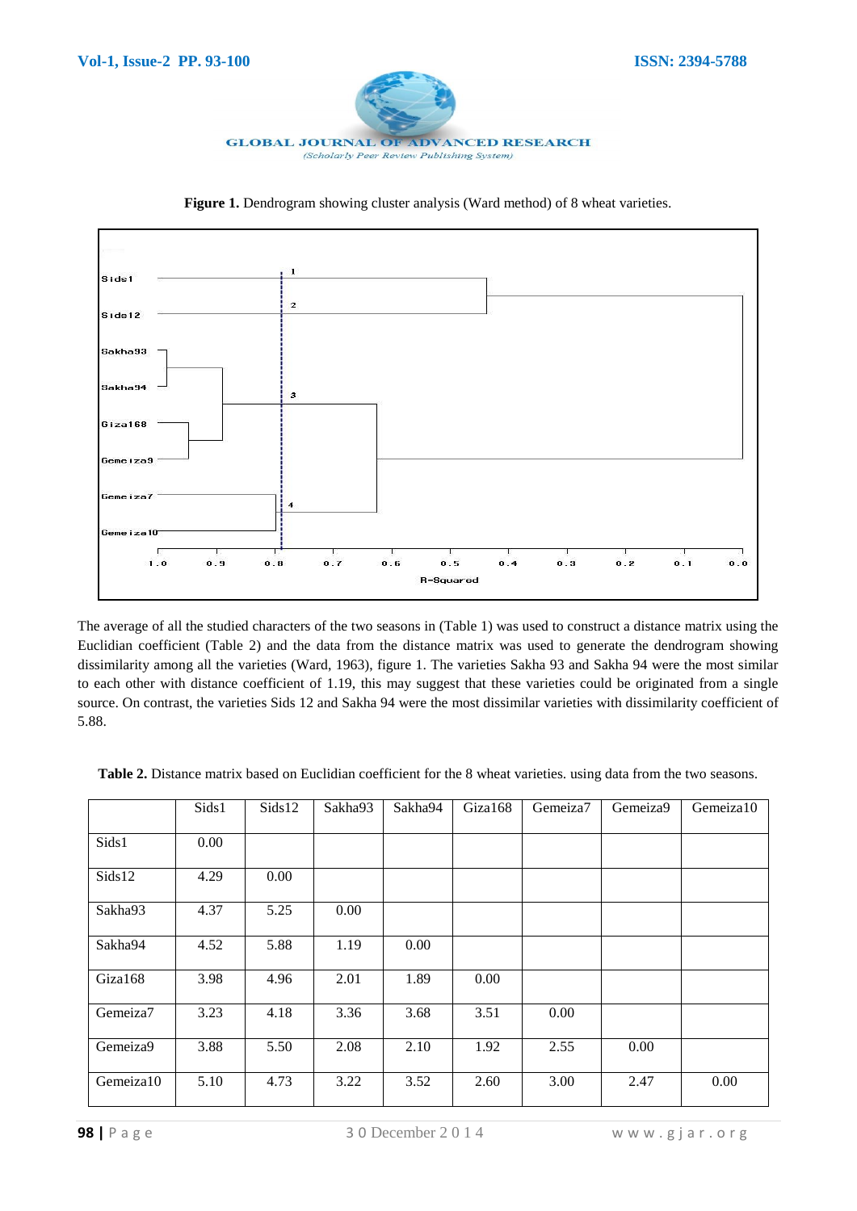**Figure 1.** Dendrogram showing cluster analysis (Ward method) of 8 wheat varieties.

The average of all the studied characters of the two seasons in (Table 1) was used to construct a distance matrix using the Euclidian coefficient (Table 2) and the data from the distance matrix was used to generate the dendrogram showing dissimilarity among all the varieties (Ward, 1963), figure 1. The varieties Sakha 93 and Sakha 94 were the most similar to each other with distance coefficient of 1.19, this may suggest that these varieties could be originated from a single source. On contrast, the varieties Sids 12 and Sakha 94 were the most dissimilar varieties with dissimilarity coefficient of 5.88.

**Table 2.** Distance matrix based on Euclidian coefficient for the 8 wheat varieties. using data from the two seasons.

| | Sids1 | Sids12 | Sakha93 | Sakha94 | Giza168 | Gemeiza7 | Gemeiza9 | Gemeiza10 |
|---|---|---|---|---|---|---|---|---|
| Sids1 | 0.00 | | | | | | | |
| Sids12 | 4.29 | 0.00 | | | | | | |
| Sakha93 | 4.37 | 5.25 | 0.00 | | | | | |
| Sakha94 | 4.52 | 5.88 | 1.19 | 0.00 | | | | |
| Giza168 | 3.98 | 4.96 | 2.01 | 1.89 | 0.00 | | | |
| Gemeiza7 | 3.23 | 4.18 | 3.36 | 3.68 | 3.51 | 0.00 | | |
| Gemeiza9 | 3.88 | 5.50 | 2.08 | 2.10 | 1.92 | 2.55 | 0.00 | |
| Gemeiza10 | 5.10 | 4.73 | 3.22 | 3.52 | 2.60 | 3.00 | 2.47 | 0.00 |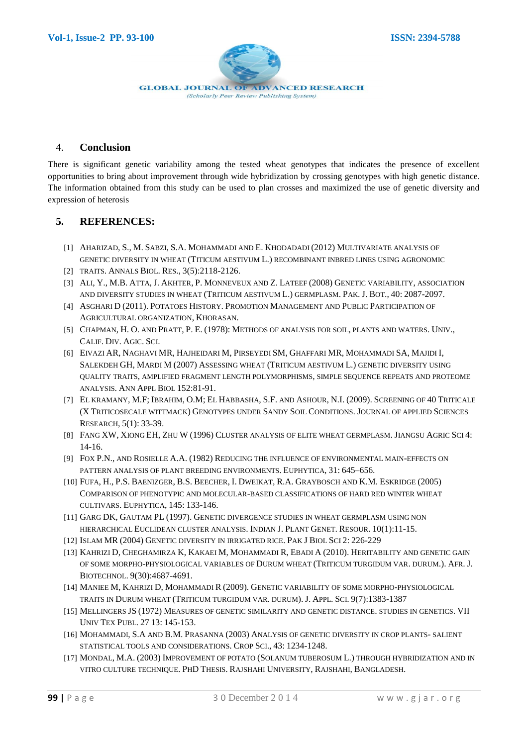## 4. Conclusion

There is significant genetic variability among the tested wheat genotypes that indicates the presence of excellent opportunities to bring about improvement through wide hybridization by crossing genotypes with high genetic distance. The information obtained from this study can be used to plan crosses and maximized the use of genetic diversity and expression of heterosis

## 5. REFERENCES:

[1] Aharizad, S., M. Sabzi, S.A. Mohammadi and E. Khodadadi (2012) Multivariate analysis of genetic diversity in wheat (Titicum aestivum L.) recombinant inbred lines using agronomic

[2] traits. Annals Biol. Res., 3(5):2118-2126.

[3] Ali, Y., M.B. Atta, J. Akhter, P. Monneveux and Z. Lateef (2008) Genetic variability, association and diversity studies in wheat (Triticum aestivum L.) germplasm. Pak. J. Bot., 40: 2087-2097.

[4] Asghari D (2011). Potatoes History. Promotion Management and Public Participation of Agricultural organization, Khorasan.

[5] Chapman, H. O. and Pratt, P. E. (1978): Methods of analysis for soil, plants and waters. Univ., Calif. Div. Agic. Sci.

[6] Eivazi AR, Naghavi MR, Hajheidari M, Pirseyedi SM, Ghaffari MR, Mohammadi SA, Majidi I, Salekdeh GH, Mardi M (2007) Assessing wheat (Triticum aestivum L.) genetic diversity using quality traits, amplified fragment length polymorphisms, simple sequence repeats and proteome analysis. Ann Appl Biol 152:81-91.

[7] El kramany, M.F; Ibrahim, O.M; El Habbasha, S.F. and Ashour, N.I. (2009). Screening of 40 Triticale (X Triticosecale wittmack) Genotypes under Sandy Soil Conditions. Journal of applied Sciences Research, 5(1): 33-39.

[8] Fang XW, Xiong EH, Zhu W (1996) Cluster analysis of elite wheat germplasm. Jiangsu Agric Sci 4: 14-16.

[9] Fox P.N., and Rosielle A.A. (1982) Reducing the influence of environmental main-effects on pattern analysis of plant breeding environments. Euphytica, 31: 645–656.

[10] Fufa, H., P.S. Baenizger, B.S. Beecher, I. Dweikat, R.A. Graybosch and K.M. Eskridge (2005) Comparison of phenotypic and molecular-based classifications of hard red winter wheat cultivars. Euphytica, 145: 133-146.

[11] Garg DK, Gautam PL (1997). Genetic divergence studies in wheat germplasm using non hierarchical Euclidean cluster analysis. Indian J. Plant Genet. Resour. 10(1):11-15.

[12] Islam MR (2004) Genetic diversity in irrigated rice. Pak J Biol Sci 2: 226-229

[13] Kahrizi D, Cheghamirza K, Kakaei M, Mohammadi R, Ebadi A (2010). Heritability and genetic gain of some morpho-physiological variables of durum wheat (Triticum turgidum var. durum.). Afr. J. Biotechnol. 9(30):4687-4691.

[14] Maniee M, Kahrizi D, Mohammadi R (2009). Genetic variability of some morpho-physiological traits in durum wheat (Triticum turgidum var. durum). J. Appl. Sci. 9(7):1383-1387

[15] Mellingers JS (1972) Measures of genetic similarity and genetic distance. studies in genetics. VII Univ Tex Publ. 27 13: 145-153.

[16] Mohammadi, S.A and B.M. Prasanna (2003) Analysis of genetic diversity in crop plants- salient statistical tools and considerations. Crop Sci., 43: 1234-1248.

[17] Mondal, M.A. (2003) Improvement of potato (Solanum tuberosum L.) through hybridization and in vitro culture technique. PhD Thesis. Rajshahi University, Rajshahi, Bangladesh.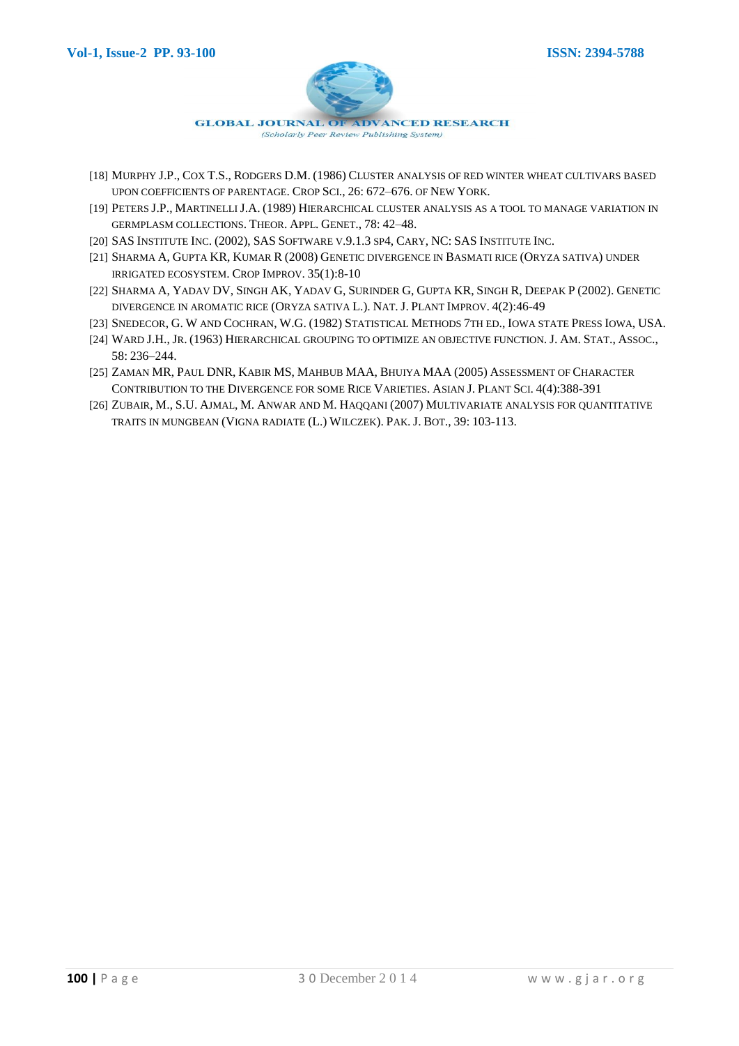[18] Murphy J.P., Cox T.S., Rodgers D.M. (1986) Cluster analysis of red winter wheat cultivars based upon coefficients of parentage. Crop Sci., 26: 672–676. of New York.

[19] Peters J.P., Martinelli J.A. (1989) Hierarchical cluster analysis as a tool to manage variation in germplasm collections. Theor. Appl. Genet., 78: 42–48.

[20] SAS Institute Inc. (2002), SAS Software v.9.1.3 sp4, Cary, NC: SAS Institute Inc.

[21] Sharma A, Gupta KR, Kumar R (2008) Genetic divergence in Basmati rice (Oryza sativa) under irrigated ecosystem. Crop Improv. 35(1):8-10

[22] Sharma A, Yadav DV, Singh AK, Yadav G, Surinder G, Gupta KR, Singh R, Deepak P (2002). Genetic divergence in aromatic rice (Oryza sativa L.). Nat. J. Plant Improv. 4(2):46-49

[23] Snedecor, G. W and Cochran, W.G. (1982) Statistical Methods 7th ed., Iowa state Press Iowa, USA.

[24] Ward J.H., Jr. (1963) Hierarchical grouping to optimize an objective function. J. Am. Stat., Assoc., 58: 236–244.

[25] Zaman MR, Paul DNR, Kabir MS, Mahbub MAA, Bhuiya MAA (2005) Assessment of Character Contribution to the Divergence for some Rice Varieties. Asian J. Plant Sci. 4(4):388-391

[26] Zubair, M., S.U. Ajmal, M. Anwar and M. Haqqani (2007) Multivariate analysis for quantitative traits in mungbean (Vigna radiate (L.) Wilczek). Pak. J. Bot., 39: 103-113.